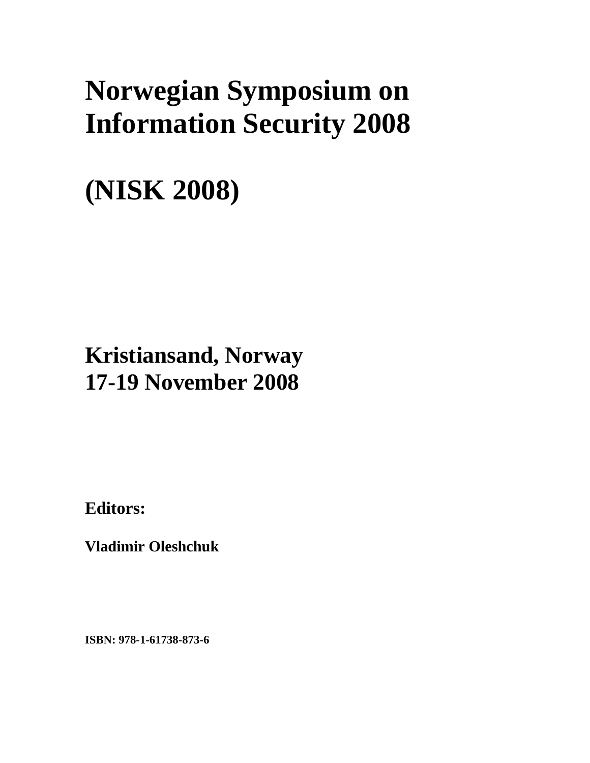# Norwegian Symposium on Information Security 2008

# (NISK 2008)

## Kristiansand, Norway
## 17-19 November 2008

**Editors:**

**Vladimir Oleshchuk**

**ISBN: 978-1-61738-873-6**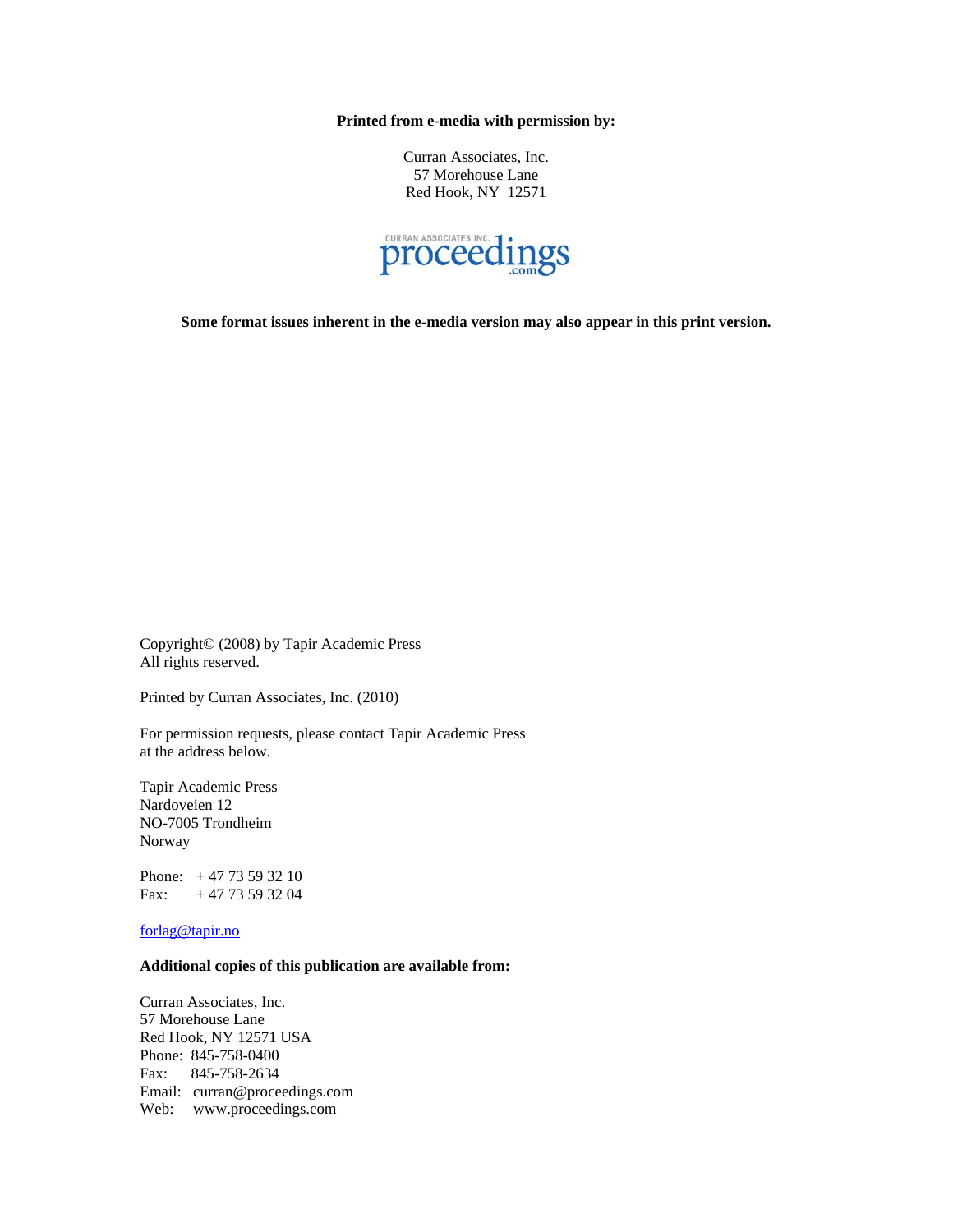**Printed from e-media with permission by:**

Curran Associates, Inc.
57 Morehouse Lane
Red Hook, NY 12571

**Some format issues inherent in the e-media version may also appear in this print version.**

Copyright© (2008) by Tapir Academic Press
All rights reserved.

Printed by Curran Associates, Inc. (2010)

For permission requests, please contact Tapir Academic Press
at the address below.

Tapir Academic Press
Nardoveien 12
NO-7005 Trondheim
Norway

Phone: + 47 73 59 32 10
Fax: + 47 73 59 32 04

forlag@tapir.no

**Additional copies of this publication are available from:**

Curran Associates, Inc.
57 Morehouse Lane
Red Hook, NY 12571 USA
Phone: 845-758-0400
Fax: 845-758-2634
Email: curran@proceedings.com
Web: www.proceedings.com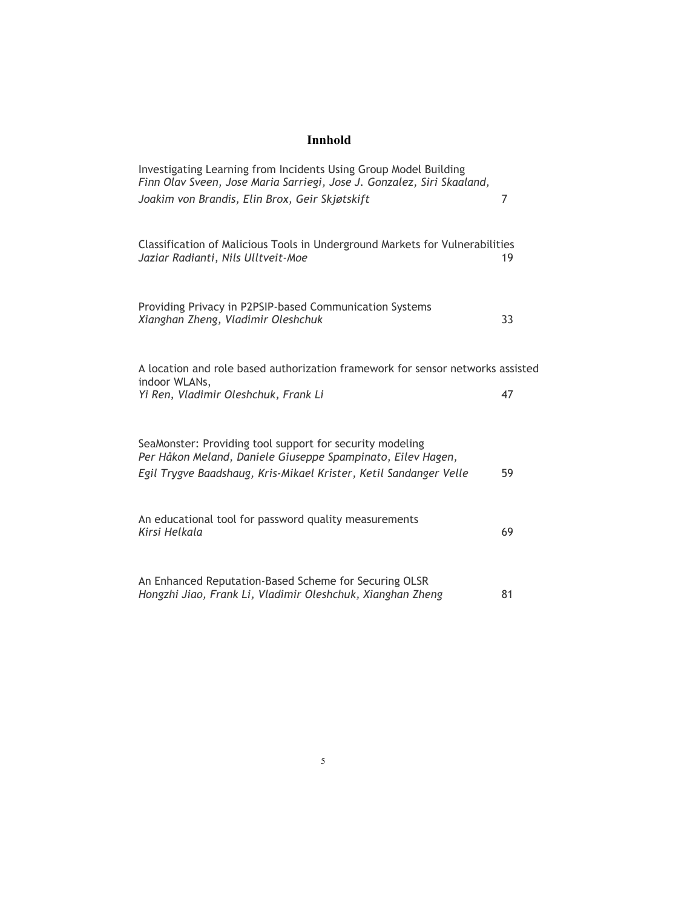# Innhold

Investigating Learning from Incidents Using Group Model Building
*Finn Olav Sveen, Jose Maria Sarriegi, Jose J. Gonzalez, Siri Skaaland, Joakim von Brandis, Elin Brox, Geir Skjøtskift* 7

Classification of Malicious Tools in Underground Markets for Vulnerabilities
*Jaziar Radianti, Nils Ulltveit-Moe* 19

Providing Privacy in P2PSIP-based Communication Systems
*Xianghan Zheng, Vladimir Oleshchuk* 33

A location and role based authorization framework for sensor networks assisted indoor WLANs,
*Yi Ren, Vladimir Oleshchuk, Frank Li* 47

SeaMonster: Providing tool support for security modeling
*Per Håkon Meland, Daniele Giuseppe Spampinato, Eilev Hagen, Egil Trygve Baadshaug, Kris-Mikael Krister, Ketil Sandanger Velle* 59

An educational tool for password quality measurements
*Kirsi Helkala* 69

An Enhanced Reputation-Based Scheme for Securing OLSR
*Hongzhi Jiao, Frank Li, Vladimir Oleshchuk, Xianghan Zheng* 81